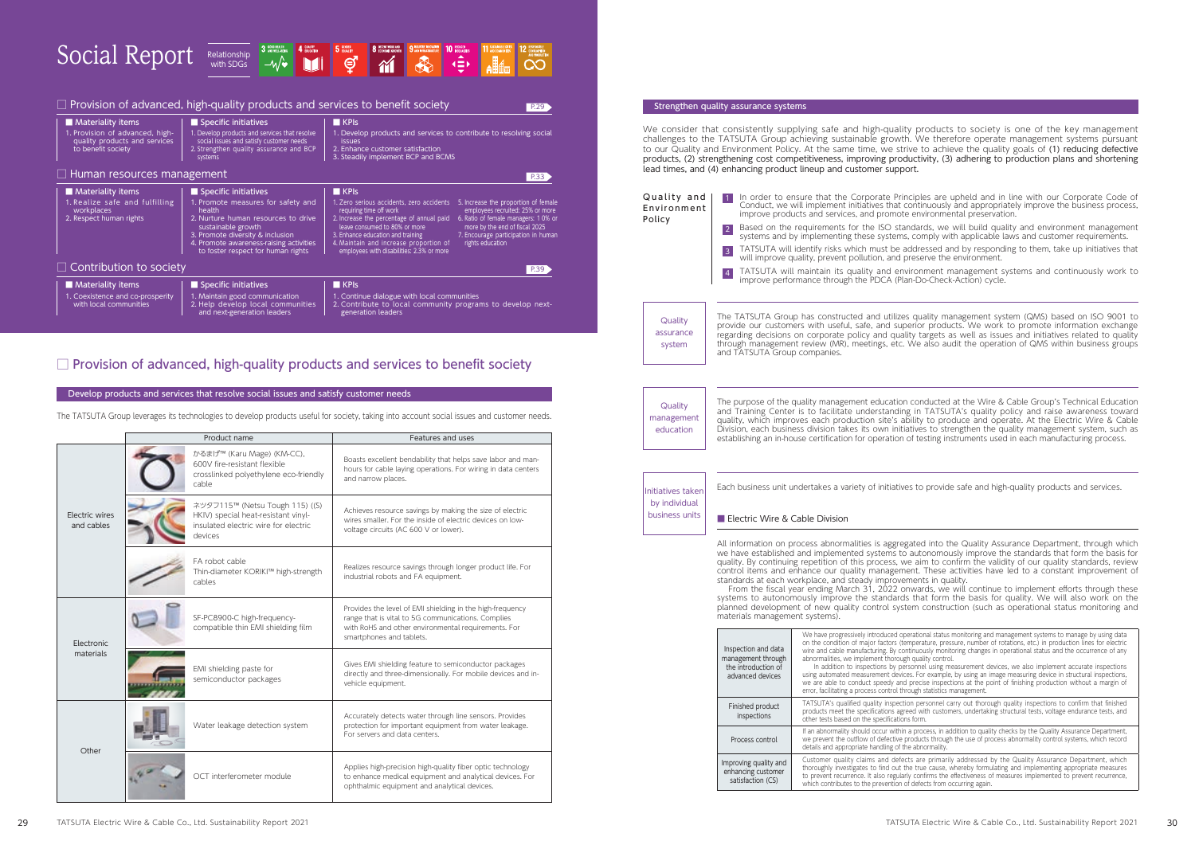# Social Report

Relationship with SDGs

## Provision of advanced, high-quality products and services to benefit society

P.29

| Materiality items | Specific initiatives | KPIs |
|---|---|---|
| 1. Provision of advanced, high-quality products and services to benefit society | 1. Develop products and services that resolve social issues and satisfy customer needs<br>2. Strengthen quality assurance and BCP systems | 1. Develop products and services to contribute to resolving social issues<br>2. Enhance customer satisfaction<br>3. Steadily implement BCP and BCMS |

## Human resources management

P.33

| Materiality items | Specific initiatives | KPIs |
|---|---|---|
| 1. Realize safe and fulfilling workplaces<br>2. Respect human rights | 1. Promote measures for safety and health<br>2. Nurture human resources to drive sustainable growth<br>3. Promote diversity & inclusion<br>4. Promote awareness-raising activities to foster respect for human rights | 1. Zero serious accidents, zero accidents requiring time off work<br>2. Increase the percentage of annual paid leave consumed to 80% or more<br>3. Enhance education and training<br>4. Maintain and increase proportion of employees with disabilities: 2.3% or more<br>5. Increase the proportion of female employees recruited: 25% or more<br>6. Ratio of female managers: 1 0% or more by the end of fiscal 2025<br>7. Encourage participation in human rights education |

## Contribution to society

P.39

| Materiality items | Specific initiatives | KPIs |
|---|---|---|
| 1. Coexistence and co-prosperity with local communities | 1. Maintain good communication<br>2. Help develop local communities and next-generation leaders | 1. Continue dialogue with local communities<br>2. Contribute to local community programs to develop next-generation leaders |

## Provision of advanced, high-quality products and services to benefit society

### Develop products and services that resolve social issues and satisfy customer needs

The TATSUTA Group leverages its technologies to develop products useful for society, taking into account social issues and customer needs.

| | Product name | Features and uses |
|---|---|---|
| Electric wires and cables | かるまげ™ (Karu Mage) (KM-CC), 600V fire-resistant flexible crosslinked polyethylene eco-friendly cable | Boasts excellent bendability that helps save labor and man-hours for cable laying operations. For wiring in data centers and narrow places. |
| | ネツタフ115™ (Netsu Tough 115) ((S) HKIV) special heat-resistant vinyl-insulated electric wire for electric devices | Achieves resource savings by making the size of electric wires smaller. For the inside of electric devices on low-voltage circuits (AC 600 V or lower). |
| | FA robot cable<br>Thin-diameter KORIKI™ high-strength cables | Realizes resource savings through longer product life. For industrial robots and FA equipment. |
| Electronic materials | SF-PC8900-C high-frequency-compatible thin EMI shielding film | Provides the level of EMI shielding in the high-frequency range that is vital to 5G communications. Complies with RoHS and other environmental requirements. For smartphones and tablets. |
| | EMI shielding paste for semiconductor packages | Gives EMI shielding feature to semiconductor packages directly and three-dimensionally. For mobile devices and in-vehicle equipment. |
| Other | Water leakage detection system | Accurately detects water through line sensors. Provides protection for important equipment from water leakage. For servers and data centers. |
| | OCT interferometer module | Applies high-precision high-quality fiber optic technology to enhance medical equipment and analytical devices. For ophthalmic equipment and analytical devices. |

### Strengthen quality assurance systems

We consider that consistently supplying safe and high-quality products to society is one of the key management challenges to the TATSUTA Group achieving sustainable growth. We therefore operate management systems pursuant to our Quality and Environment Policy. At the same time, we strive to achieve the quality goals of (1) reducing defective products, (2) strengthening cost competitiveness, improving productivity, (3) adhering to production plans and shortening lead times, and (4) enhancing product lineup and customer support.

**Quality and Environment Policy**

1. In order to ensure that the Corporate Principles are upheld and in line with our Corporate Code of Conduct, we will implement initiatives that continuously and appropriately improve the business process, improve products and services, and promote environmental preservation.
2. Based on the requirements for the ISO standards, we will build quality and environment management systems and by implementing these systems, comply with applicable laws and customer requirements.
3. TATSUTA will identify risks which must be addressed and by responding to them, take up initiatives that will improve quality, prevent pollution, and preserve the environment.
4. TATSUTA will maintain its quality and environment management systems and continuously work to improve performance through the PDCA (Plan-Do-Check-Action) cycle.

**Quality assurance system**

The TATSUTA Group has constructed and utilizes quality management system (QMS) based on ISO 9001 to provide our customers with useful, safe, and superior products. We work to promote information exchange regarding decisions on corporate policy and quality targets as well as issues and initiatives related to quality through management review (MR), meetings, etc. We also audit the operation of QMS within business groups and TATSUTA Group companies.

**Quality management education**

The purpose of the quality management education conducted at the Wire & Cable Group's Technical Education and Training Center is to facilitate understanding in TATSUTA's quality policy and raise awareness toward quality, which improves each production site's ability to produce and operate. At the Electric Wire & Cable Division, each business division takes its own initiatives to strengthen the quality management system, such as establishing an in-house certification for operation of testing instruments used in each manufacturing process.

**Initiatives taken by individual business units**

Each business unit undertakes a variety of initiatives to provide safe and high-quality products and services.

#### Electric Wire & Cable Division

All information on process abnormalities is aggregated into the Quality Assurance Department, through which we have established and implemented systems to autonomously improve the standards that form the basis for quality. By continuing repetition of this process, we aim to confirm the validity of our quality standards, review control items and enhance our quality management. These activities have led to a constant improvement of standards at each workplace, and steady improvements in quality.

From the fiscal year ending March 31, 2022 onwards, we will continue to implement efforts through these systems to autonomously improve the standards that form the basis for quality. We will also work on the planned development of new quality control system construction (such as operational status monitoring and materials management systems).

| | |
|---|---|
| Inspection and data management through the introduction of advanced devices | We have progressively introduced operational status monitoring and management systems to manage by using data on the condition of major factors (temperature, pressure, number of rotations, etc.) in production lines for electric wire and cable manufacturing. By continuously monitoring changes in operational status and the occurrence of any abnormalities, we implement thorough quality control.<br>In addition to inspections by personnel using measurement devices, we also implement accurate inspections using automated measurement devices. For example, by using an image measuring device in structural inspections, we are able to conduct speedy and precise inspections at the point of finishing production without a margin of error, facilitating a process control through statistics management. |
| Finished product inspections | TATSUTA's qualified quality inspection personnel carry out thorough quality inspections to confirm that finished products meet the specifications agreed with customers, undertaking structural tests, voltage endurance tests, and other tests based on the specifications form. |
| Process control | If an abnormality should occur within a process, in addition to quality checks by the Quality Assurance Department, we prevent the outflow of defective products through the use of process abnormality control systems, which record details and appropriate handling of the abnormality. |
| Improving quality and enhancing customer satisfaction (CS) | Customer quality claims and defects are primarily addressed by the Quality Assurance Department, which thoroughly investigates to find out the true cause, whereby formulating and implementing appropriate measures to prevent recurrence. It also regularly confirms the effectiveness of measures implemented to prevent recurrence, which contributes to the prevention of defects from occurring again. |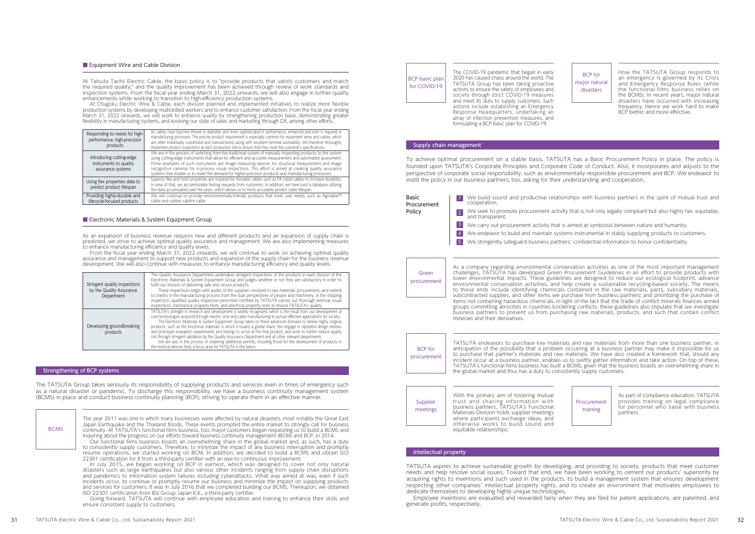### Equipment Wire and Cable Division

At Tatsuta Tachii Electric Cable, the basic policy is to "provide products that satisfy customers and match the required quality," and the quality improvement has been achieved through review of work standards and inspection systems. From the fiscal year ending March 31, 2022 onwards, we will also engage in further quality enhancements while working to transition to high-efficiency production systems.

At Chugoku Electric Wire & Cable, each division planned and implemented initiatives to realize more flexible production systems by developing multiskilled workers and to enhance customer satisfaction. From the fiscal year ending March 31, 2022 onwards, we will work to enhance quality by strengthening production base, demonstrating greater flexibility in manufacturing systems, and evolving our style of sales and marketing through DX, among other efforts.

| | |
|---|---|
| Responding to needs for high-performance, high-precision products | As cables have become thinner in diameter and more sophisticated in performance, enhanced precision is required in manufacturing processes. The precise product requirement is especially common for equipment wires and cables, which are often individually customized and manufactured, along with excellent terminal workability. We therefore thoroughly implement product inspections at each production site to ensure that they meet the customer's specifications. |
| Introducing cutting-edge instruments to quality assurance systems | We are in the process of switching from the traditional system of manually inspecting products, to the system using cutting-edge instruments that allow for efficient and accurate measurement and automated assessment. Prime examples of such instruments are image measuring devices for structural measurement and image recognition cameras for in-process visual inspections. This effort is aimed at creating quality assurance systems that enable us to meet the demand for higher-precision products and manufacturing processes. |
| Using flex properties data to predict product lifespan | Superior flex and twist properties are required for movable cables such as FA robot cables to increase durability. In view of that, we accommodate testing requests from customers. In addition, we have built a database utilizing the data accumulated over the years, which allows us to more accurately predict cable lifespan. |
| Providing highly-durable and lifecycle-focused products | We will continue to provide environmentally-friendly products that meet user needs, such as Agreable™ cable and rubber cabtire cable. |

### Electronic Materials & System Equipment Group

As an expansion of business revenue requires new and different products and an expansion of supply chain is predicted, we strive to achieve optimal quality assurance and management. We are also implementing measures to enhance manufacturing efficiency and quality levels.

From the fiscal year ending March 31, 2022 onwards, we will continue to work on achieving optimal quality assurance and management to support new products and expansion of the supply chain for the business revenue development. We will also continue with measures to enhance manufacturing efficiency and quality levels.

| | |
|---|---|
| Stringent quality inspections by the Quality Assurance Department | The Quality Assurance Department undertakes stringent inspections of the products in each division of the Electronic Materials & System Equipment Group and judges whether or not they are satisfactory in order to fulfill our mission of delivering safe and secure products.<br>These inspections begin with audits of the suppliers involved in raw materials procurement, and extend to checks in the manufacturing process from the dual perspectives of people and machinery. In the shipping inspection, qualified quality inspection personnel certified by TATSUTA carries out thorough external visual inspections, mechanical property tests, and electrical property tests to ensure TATSUTA's quality. |
| Developing groundbreaking products | TATSUTA's strength in research and development is widely recognized, which is the result from our development of core technologies acquired through electric wire and cable manufacturing to pursue effective applications for society.<br>The Electronic Materials & System Equipment Group takes on these advanced domains to deliver highly original products, such as the functional materials in which it boasts a global share. We engage in repeated design reviews and prototype evaluation (experiments and testing) to arrive at the final product, and work to further reduce quality risk through stringent validation by the Quality Assurance Department and all other relevant departments.<br>We are also in the process of obtaining additional permits, including those for the development of products in the medical devices field, a focus area for TATSUTA in the future. |

## Strengthening of BCP systems

The TATSUTA Group takes seriously its responsibility of supplying products and services even in times of emergency such as a natural disaster or pandemic. To discharge this responsibility, we have a business continuity management system (BCMS) in place and conduct business continuity planning (BCP), striving to operate them in an effective manner.

**BCMS**

The year 2011 was one in which many businesses were affected by natural disasters, most notably the Great East Japan Earthquake and the Thailand floods. These events prompted the entire market to strongly call for business continuity. At TATSUTA's functional films business, too, major customers began requesting us to build a BCMS and inquiring about the progress on our efforts toward business continuity management (BCM) and BCP, in 2014.

Our functional films business boasts an overwhelming share in the global market and, as such, has a duty to consistently supply customers. Therefore, to minimize the impact of any business interruption and promptly resume operations, we started working on BCM. In addition, we decided to build a BCMS and obtain ISO 22301 certification for it from a third-party certifier with an eye to continuous improvement.

In July 2015, we began working on BCP in earnest, which was designed to cover not only natural disasters such as large earthquakes but also various other incidents ranging from supply chain disruptions and pandemics to information system failures including cyberattacks. What was aimed at was, even if such incidents occur, to continue or promptly resume our business and minimize the impact on supplying products and services for customers. It was in July 2016 that we completed building our BCMS. Thereupon, we obtained ISO 22301 certification from BSI Group Japan K.K., a third-party certifier.

Going forward, TATSUTA will continue with employee education and training to enhance their skills and ensure consistent supply to customers.

**BCP basic plan for COVID-19**

The COVID-19 pandemic that began in early 2020 has caused chaos around the world. The TATSUTA Group has been taking proactive actions to ensure the safety of employees and society through strict COVID-19 measures and meet its duty to supply customers. Such actions include establishing an Emergency Response Headquarters, undertaking an array of infection prevention measures, and formulating a BCP basic plan for COVID-19.

**BCP for major natural disasters**

How the TATSUTA Group responds to an emergency is governed by its Crisis and Emergency Response Rules (while the functional films business relies on the BCMS). In recent years, major natural disasters have occurred with increasing frequency. Hence we work hard to make BCP better and more effective.

## Supply chain management

To achieve optimal procurement on a stable basis, TATSUTA has a Basic Procurement Policy in place. The policy is founded upon TATSUTA's Corporate Principles and Corporate Code of Conduct. Also, it incorporates and adjusts to the perspective of corporate social responsibility, such as environmentally responsible procurement and BCP. We endeavor to instill the policy in our business partners, too, asking for their understanding and cooperation.

**Basic Procurement Policy**

1. We build sound and productive relationships with business partners in the spirit of mutual trust and cooperation.
2. We seek to promote procurement activity that is not only legally compliant but also highly fair, equitable, and transparent.
3. We carry out procurement activity that is aimed at symbiosis between nature and humanity.
4. We endeavor to build and maintain systems instrumental in stably supplying products to customers.
5. We stringently safeguard business partners' confidential information to honor confidentiality.

**Green procurement**

As a company regarding environmental conservation activities as one of the most important management challenges, TATSUTA has developed Green Procurement Guidelines in an effort to provide products with lower environmental impacts. These guidelines are designed to reduce our ecological footprint, advance environmental conservation activities, and help create a sustainable recycling-based society. The means to these ends include identifying chemicals contained in the raw materials, parts, subsidiary materials, subcontracted supplies, and other items we purchase from business partners; and prioritizing the purchase of items not containing hazardous chemicals. In light of the fact that the trade of conflict minerals finances armed groups committing atrocities in countries bordering conflicts, these guidelines also stipulate that we investigate business partners to prevent us from purchasing raw materials, products, and such that contain conflict minerals and their derivatives.

**BCP for procurement**

TATSUTA endeavors to purchase key materials and raw materials from more than one business partner, in anticipation of the possibility that a problem occurring at a business partner may make it impossible for us to purchase that partner's materials and raw materials. We have also created a framework that, should any incident occur at a business partner, enables us to swiftly gather information and take action. On top of these, TATSUTA's functional films business has built a BCMS, given that the business boasts an overwhelming share in the global market and thus has a duty to consistently supply customers.

**Supplier meetings**

With the primary aim of fostering mutual trust and sharing information with business partners, TATSUTA's Functional Materials Division holds supplier meetings where participants exchange ideas, and otherwise works to build sound and equitable relationships.

**Procurement training**

As part of compliance education, TATSUTA provides training on legal compliance for personnel who liaise with business partners.

## Intellectual property

TATSUTA aspires to achieve sustainable growth by developing, and providing to society, products that meet customer needs and help resolve social issues. Toward that end, we have been working to cement our products' superiority by acquiring rights to inventions and such used in the products, to build a management system that ensures development respecting other companies' intellectual property rights, and to create an environment that motivates employees to dedicate themselves to developing highly unique technologies.

Employee inventions are evaluated and rewarded fairly when they are filed for patent applications, are patented, and generate profits, respectively.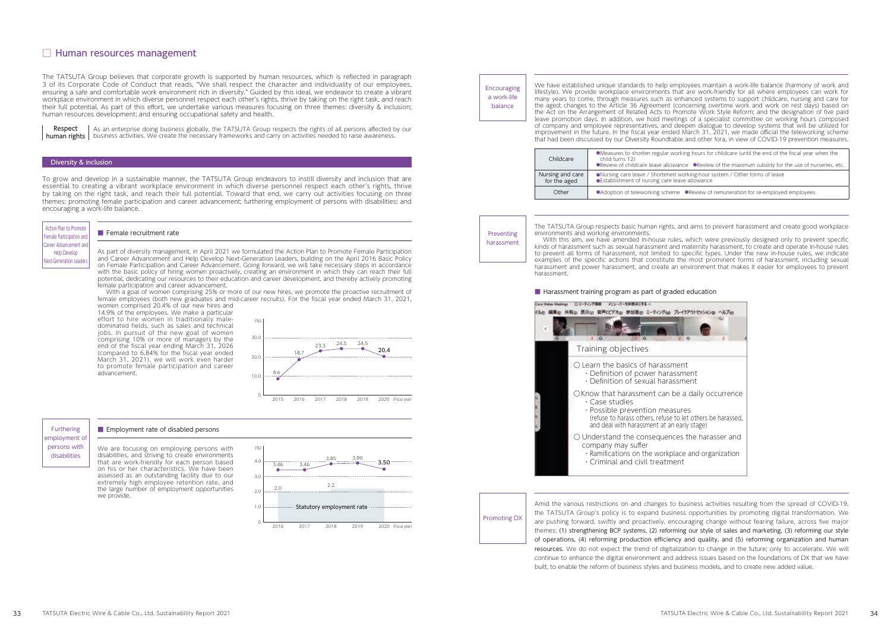## Human resources management

The TATSUTA Group believes that corporate growth is supported by human resources, which is reflected in paragraph 3 of its Corporate Code of Conduct that reads, "We shall respect the character and individuality of our employees, ensuring a safe and comfortable work environment rich in diversity." Guided by this ideal, we endeavor to create a vibrant workplace environment in which diverse personnel respect each other's rights, thrive by taking on the right task, and reach their full potential. As part of this effort, we undertake various measures focusing on three themes: diversity & inclusion; human resources development; and ensuring occupational safety and health.

**Respect human rights**

As an enterprise doing business globally, the TATSUTA Group respects the rights of all persons affected by our business activities. We create the necessary frameworks and carry on activities needed to raise awareness.

### Diversity & inclusion

To grow and develop in a sustainable manner, the TATSUTA Group endeavors to instill diversity and inclusion that are essential to creating a vibrant workplace environment in which diverse personnel respect each other's rights, thrive by taking on the right task, and reach their full potential. Toward that end, we carry out activities focusing on three themes: promoting female participation and career advancement; furthering employment of persons with disabilities; and encouraging a work-life balance.

**Action Plan to Promote Female Participation and Career Advancement and Help Develop Next-Generation Leaders**

#### Female recruitment rate

As part of diversity management, in April 2021 we formulated the Action Plan to Promote Female Participation and Career Advancement and Help Develop Next-Generation Leaders, building on the April 2016 Basic Policy on Female Participation and Career Advancement. Going forward, we will take necessary steps in accordance with the basic policy of hiring women proactively, creating an environment in which they can reach their full potential, dedicating our resources to their education and career development, and thereby actively promoting female participation and career advancement.

With a goal of women comprising 25% or more of our new hires, we promote the proactive recruitment of female employees (both new graduates and mid-career recruits). For the fiscal year ended March 31, 2021, women comprised 20.4% of our new hires and 14.9% of the employees. We make a particular effort to hire women in traditionally male-dominated fields, such as sales and technical jobs. In pursuit of the new goal of women comprising 10% or more of managers by the end of the fiscal year ending March 31, 2026 (compared to 6.84% for the fiscal year ended March 31, 2021), we will work even harder to promote female participation and career advancement.

| Fiscal year | 2015 | 2016 | 2017 | 2018 | 2019 | 2020 |
|---|---|---|---|---|---|---|
| Female recruitment rate (%) | 8.6 | 18.7 | 23.3 | 24.5 | 24.5 | 20.4 |

**Furthering employment of persons with disabilities**

#### Employment rate of disabled persons

We are focusing on employing persons with disabilities, and striving to create environments that are work-friendly for each person based on his or her characteristics. We have been assessed as an outstanding facility due to our extremely high employee retention rate, and the large number of employment opportunities we provide.

| Fiscal year | 2016 | 2017 | 2018 | 2019 | 2020 |
|---|---|---|---|---|---|
| Employment rate of disabled persons (%) | 3.46 | 3.46 | 3.85 | 3.90 | 3.50 |
| Statutory employment rate (%) | 2.0 | 2.0 | 2.2 | 2.2 | 2.2 |

**Encouraging a work-life balance**

We have established unique standards to help employees maintain a work-life balance (harmony of work and lifestyle). We provide workplace environments that are work-friendly for all where employees can work for many years to come, through measures such as enhanced systems to support childcare, nursing and care for the aged; changes to the Article 36 Agreement (concerning overtime work and work on rest days) based on the Act on the Arrangement of Related Acts to Promote Work Style Reform; and the designation of five paid leave promotion days. In addition, we hold meetings of a specialist committee on working hours composed of company and employee representatives, and deepen dialogue to develop systems that will be utilized for improvement in the future. In the fiscal year ended March 31, 2021, we made official the teleworking scheme that had been discussed by our Diversity Roundtable and other fora, in view of COVID-19 prevention measures.

| | |
|---|---|
| Childcare | ●Measures to shorten regular working hours for childcare (until the end of the fiscal year when the child turns 12)<br>●Review of childcare leave allowance ●Review of the maximum subsidy for the use of nurseries, etc. |
| Nursing and care for the aged | ●Nursing care leave / Shortened working-hour system / Other forms of leave<br>●Establishment of nursing care leave allowance |
| Other | ●Adoption of teleworking scheme ●Review of remuneration for re-employed employees |

**Preventing harassment**

The TATSUTA Group respects basic human rights, and aims to prevent harassment and create good workplace environments and working environments.

With this aim, we have amended in-house rules, which were previously designed only to prevent specific kinds of harassment such as sexual harassment and maternity harassment, to create and operate in-house rules to prevent all forms of harassment, not limited to specific types. Under the new in-house rules, we indicate examples of the specific actions that constitute the most prominent forms of harassment, including sexual harassment and power harassment, and create an environment that makes it easier for employees to prevent harassment.

#### Harassment training program as part of graded education

Training objectives

- ○ Learn the basics of harassment
  - Definition of power harassment
  - Definition of sexual harassment
- ○ Know that harassment can be a daily occurrence
  - Case studies
  - Possible prevention measures (refuse to harass others, refuse to let others be harassed, and deal with harassment at an early stage)
- ○ Understand the consequences the harasser and company may suffer
  - Ramifications on the workplace and organization
  - Criminal and civil treatment

**Promoting DX**

Amid the various restrictions on and changes to business activities resulting from the spread of COVID-19, the TATSUTA Group's policy is to expand business opportunities by promoting digital transformation. We are pushing forward, swiftly and proactively, encouraging change without fearing failure, across five major themes: (1) strengthening BCP systems, (2) reforming our style of sales and marketing, (3) reforming our style of operations, (4) reforming production efficiency and quality, and (5) reforming organization and human resources. We do not expect the trend of digitalization to change in the future; only to accelerate. We will continue to enhance the digital environment and address issues based on the foundations of DX that we have built, to enable the reform of business styles and business models, and to create new added value.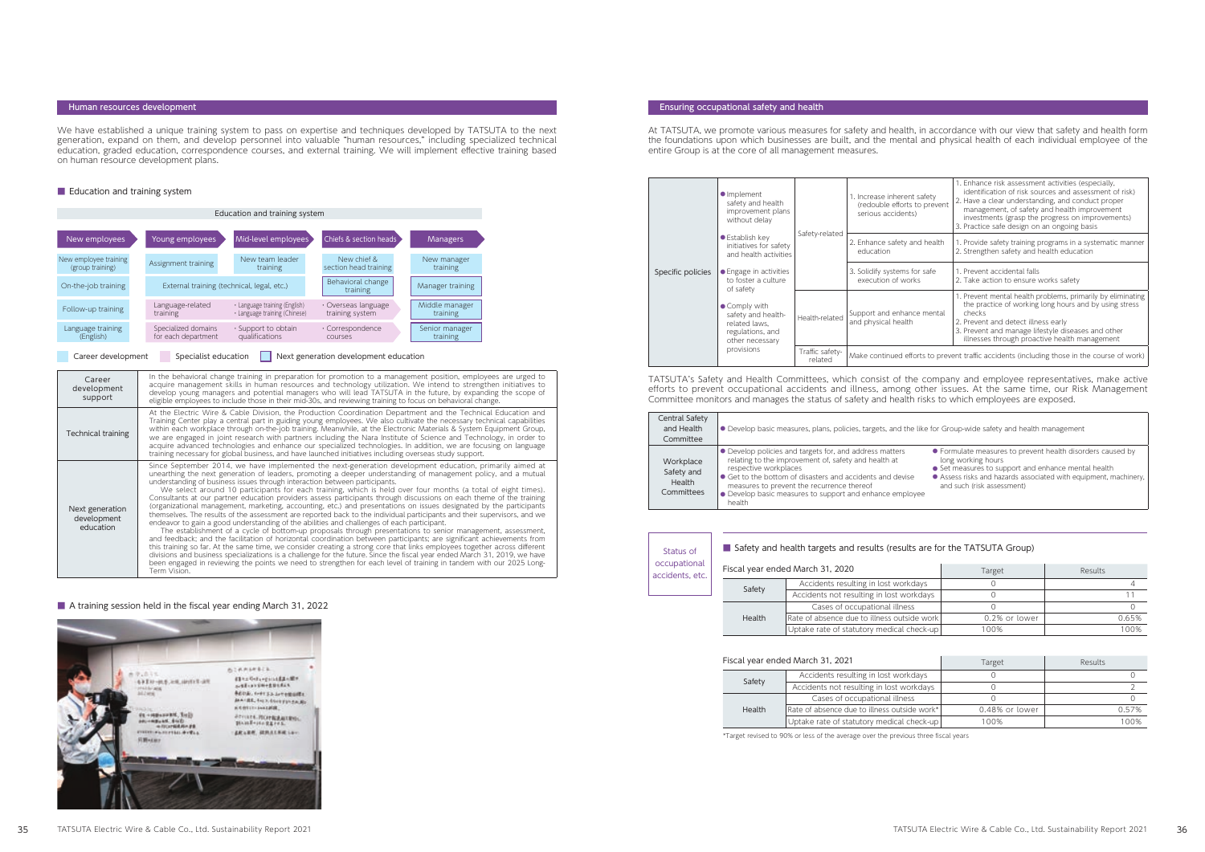## Human resources development

We have established a unique training system to pass on expertise and techniques developed by TATSUTA to the next generation, expand on them, and develop personnel into valuable "human resources," including specialized technical education, graded education, correspondence courses, and external training. We will implement effective training based on human resource development plans.

### ■ Education and training system

Education and training system

| New employees | Young employees | Mid-level employees | Chiefs & section heads | Managers |
|---|---|---|---|---|
| New employee training (group training) | Assignment training | New team leader training | New chief & section head training | New manager training |
| On-the-job training | External training (technical, legal, etc.) | | Behavioral change training | Manager training |
| Follow-up training | Language-related training | • Language training (English) • Language training (Chinese) | • Overseas language training system | Middle manager training |
| Language training (English) | Specialized domains for each department | • Support to obtain qualifications | • Correspondence courses | Senior manager training |

Career development / Specialist education / Next generation development education

| | |
|---|---|
| Career development support | In the behavioral change training in preparation for promotion to a management position, employees are urged to acquire management skills in human resources and technology utilization. We intend to strengthen initiatives to develop young managers and potential managers who will lead TATSUTA in the future, by expanding the scope of eligible employees to include those in their mid-30s, and reviewing training to focus on behavioral change. |
| Technical training | At the Electric Wire & Cable Division, the Production Coordination Department and the Technical Education and Training Center play a central part in guiding young employees. We also cultivate the necessary technical capabilities within each workplace through on-the-job training. Meanwhile, at the Electronic Materials & System Equipment Group, we are engaged in joint research with partners including the Nara Institute of Science and Technology, in order to acquire advanced technologies and enhance our specialized technologies. In addition, we are focusing on language training necessary for global business, and have launched initiatives including overseas study support. |
| Next generation development education | Since September 2014, we have implemented the next-generation development education, primarily aimed at unearthing the next generation of leaders, promoting a deeper understanding of management policy, and a mutual understanding of business issues through interaction between participants. We select around 10 participants for each training, which is held over four months (a total of eight times). Consultants at our partner education providers assess participants through discussions on each theme of the training (organizational management, marketing, accounting, etc.) and presentations on issues designated by the participants themselves. The results of the assessment are reported back to the individual participants and their supervisors, and we endeavor to gain a good understanding of the abilities and challenges of each participant. The establishment of a cycle of bottom-up proposals through presentations to senior management, assessment, and feedback; and the facilitation of horizontal coordination between participants; are significant achievements from this training so far. At the same time, we consider creating a strong core that links employees together across different divisions and business specializations is a challenge for the future. Since the fiscal year ended March 31, 2019, we have been engaged in reviewing the points we need to strengthen for each level of training in tandem with our 2025 Long-Term Vision. |

### ■ A training session held in the fiscal year ending March 31, 2022

## Ensuring occupational safety and health

At TATSUTA, we promote various measures for safety and health, in accordance with our view that safety and health form the foundations upon which businesses are built, and the mental and physical health of each individual employee of the entire Group is at the core of all management measures.

| | | | | |
|---|---|---|---|---|
| Specific policies | • Implement safety and health improvement plans without delay<br>• Establish key initiatives for safety and health activities<br>• Engage in activities to foster a culture of safety<br>• Comply with safety and health-related laws, regulations, and other necessary provisions | Safety-related | 1. Increase inherent safety (redouble efforts to prevent serious accidents) | 1. Enhance risk assessment activities (especially, identification of risk sources and assessment of risk)<br>2. Have a clear understanding, and conduct proper management, of safety and health improvement investments (grasp the progress on improvements)<br>3. Practice safe design on an ongoing basis |
| | | Safety-related | 2. Enhance safety and health education | 1. Provide safety training programs in a systematic manner<br>2. Strengthen safety and health education |
| | | Safety-related | 3. Solidify systems for safe execution of works | 1. Prevent accidental falls<br>2. Take action to ensure works safety |
| | | Health-related | Support and enhance mental and physical health | 1. Prevent mental health problems, primarily by eliminating the practice of working long hours and by using stress checks<br>2. Prevent and detect illness early<br>3. Prevent and manage lifestyle diseases and other illnesses through proactive health management |
| | | Traffic safety-related | Make continued efforts to prevent traffic accidents (including those in the course of work) | |

TATSUTA's Safety and Health Committees, which consist of the company and employee representatives, make active efforts to prevent occupational accidents and illness, among other issues. At the same time, our Risk Management Committee monitors and manages the status of safety and health risks to which employees are exposed.

| | |
|---|---|
| Central Safety and Health Committee | • Develop basic measures, plans, policies, targets, and the like for Group-wide safety and health management |
| Workplace Safety and Health Committees | • Develop policies and targets for, and address matters relating to the improvement of, safety and health at respective workplaces<br>• Get to the bottom of disasters and accidents and devise measures to prevent the recurrence thereof<br>• Develop basic measures to support and enhance employee health<br>• Formulate measures to prevent health disorders caused by long working hours<br>• Set measures to support and enhance mental health<br>• Assess risks and hazards associated with equipment, machinery, and such (risk assessment) |

Status of occupational accidents, etc.

### ■ Safety and health targets and results (results are for the TATSUTA Group)

| Fiscal year ended March 31, 2020 | | Target | Results |
|---|---|---|---|
| Safety | Accidents resulting in lost workdays | 0 | 4 |
| | Accidents not resulting in lost workdays | 0 | 11 |
| Health | Cases of occupational illness | 0 | 0 |
| | Rate of absence due to illness outside work | 0.2% or lower | 0.65% |
| | Uptake rate of statutory medical check-up | 100% | 100% |

| Fiscal year ended March 31, 2021 | | Target | Results |
|---|---|---|---|
| Safety | Accidents resulting in lost workdays | 0 | 0 |
| | Accidents not resulting in lost workdays | 0 | 2 |
| Health | Cases of occupational illness | 0 | 0 |
| | Rate of absence due to illness outside work* | 0.48% or lower | 0.57% |
| | Uptake rate of statutory medical check-up | 100% | 100% |

*Target revised to 90% or less of the average over the previous three fiscal years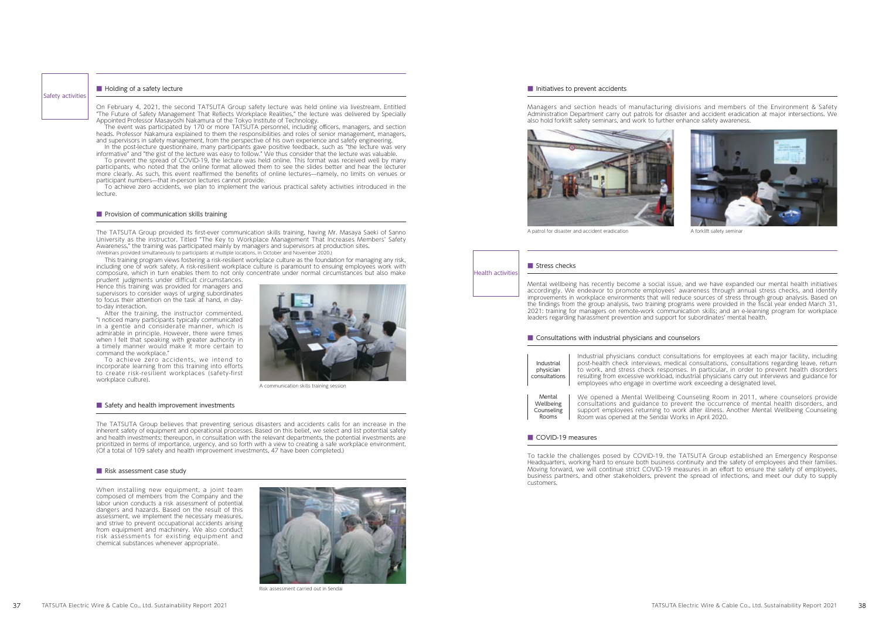## Safety activities

### ■ Holding of a safety lecture

On February 4, 2021, the second TATSUTA Group safety lecture was held online via livestream. Entitled "The Future of Safety Management That Reflects Workplace Realities," the lecture was delivered by Specially Appointed Professor Masayoshi Nakamura of the Tokyo Institute of Technology.

The event was participated by 170 or more TATSUTA personnel, including officers, managers, and section heads. Professor Nakamura explained to them the responsibilities and roles of senior management, managers, and supervisors in safety management, from the perspective of his own experience and safety engineering.

In the post-lecture questionnaire, many participants gave positive feedback, such as "the lecture was very informative" and "the gist of the lecture was easy to follow." We thus consider that the lecture was valuable.

To prevent the spread of COVID-19, the lecture was held online. This format was received well by many participants, who noted that the online format allowed them to see the slides better and hear the lecturer more clearly. As such, this event reaffirmed the benefits of online lectures—namely, no limits on venues or participant numbers—that in-person lectures cannot provide.

To achieve zero accidents, we plan to implement the various practical safety activities introduced in the lecture.

### ■ Provision of communication skills training

The TATSUTA Group provided its first-ever communication skills training, having Mr. Masaya Saeki of Sanno University as the instructor. Titled "The Key to Workplace Management That Increases Members' Safety Awareness," the training was participated mainly by managers and supervisors at production sites.
(Webinars provided simultaneously to participants at multiple locations, in October and November 2020.)

This training program views fostering a risk-resilient workplace culture as the foundation for managing any risk, including one of work safety. A risk-resilient workplace culture is paramount to ensuing employees work with composure, which in turn enables them to not only concentrate under normal circumstances but also make prudent judgments under difficult circumstances. Hence this training was provided for managers and supervisors to consider ways of urging subordinates to focus their attention on the task at hand, in day-to-day interaction.

After the training, the instructor commented, "I noticed many participants typically communicated in a gentle and considerate manner, which is admirable in principle. However, there were times when I felt that speaking with greater authority in a timely manner would make it more certain to command the workplace."

To achieve zero accidents, we intend to incorporate learning from this training into efforts to create risk-resilient workplaces (safety-first workplace culture).

A communication skills training session

### ■ Safety and health improvement investments

The TATSUTA Group believes that preventing serious disasters and accidents calls for an increase in the inherent safety of equipment and operational processes. Based on this belief, we select and list potential safety and health investments; thereupon, in consultation with the relevant departments, the potential investments are prioritized in terms of importance, urgency, and so forth with a view to creating a safe workplace environment. (Of a total of 109 safety and health improvement investments, 47 have been completed.)

### ■ Risk assessment case study

When installing new equipment, a joint team composed of members from the Company and the labor union conducts a risk assessment of potential dangers and hazards. Based on the result of this assessment, we implement the necessary measures, and strive to prevent occupational accidents arising from equipment and machinery. We also conduct risk assessments for existing equipment and chemical substances whenever appropriate.

Risk assessment carried out in Sendai

### ■ Initiatives to prevent accidents

Managers and section heads of manufacturing divisions and members of the Environment & Safety Administration Department carry out patrols for disaster and accident eradication at major intersections. We also hold forklift safety seminars, and work to further enhance safety awareness.

A patrol for disaster and accident eradication

A forklift safety seminar

## Health activities

### ■ Stress checks

Mental wellbeing has recently become a social issue, and we have expanded our mental health initiatives accordingly. We endeavor to promote employees' awareness through annual stress checks, and identify improvements in workplace environments that will reduce sources of stress through group analysis. Based on the findings from the group analysis, two training programs were provided in the fiscal year ended March 31, 2021: training for managers on remote-work communication skills; and an e-learning program for workplace leaders regarding harassment prevention and support for subordinates' mental health.

### ■ Consultations with industrial physicians and counselors

| | |
|---|---|
| Industrial physician consultations | Industrial physicians conduct consultations for employees at each major facility, including post-health check interviews, medical consultations, consultations regarding leave, return to work, and stress check responses. In particular, in order to prevent health disorders resulting from excessive workload, industrial physicians carry out interviews and guidance for employees who engage in overtime work exceeding a designated level. |
| Mental Wellbeing Counseling Rooms | We opened a Mental Wellbeing Counseling Room in 2011, where counselors provide consultations and guidance to prevent the occurrence of mental health disorders, and support employees returning to work after illness. Another Mental Wellbeing Counseling Room was opened at the Sendai Works in April 2020. |

### ■ COVID-19 measures

To tackle the challenges posed by COVID-19, the TATSUTA Group established an Emergency Response Headquarters, working hard to ensure both business continuity and the safety of employees and their families. Moving forward, we will continue strict COVID-19 measures in an effort to ensure the safety of employees, business partners, and other stakeholders, prevent the spread of infections, and meet our duty to supply customers.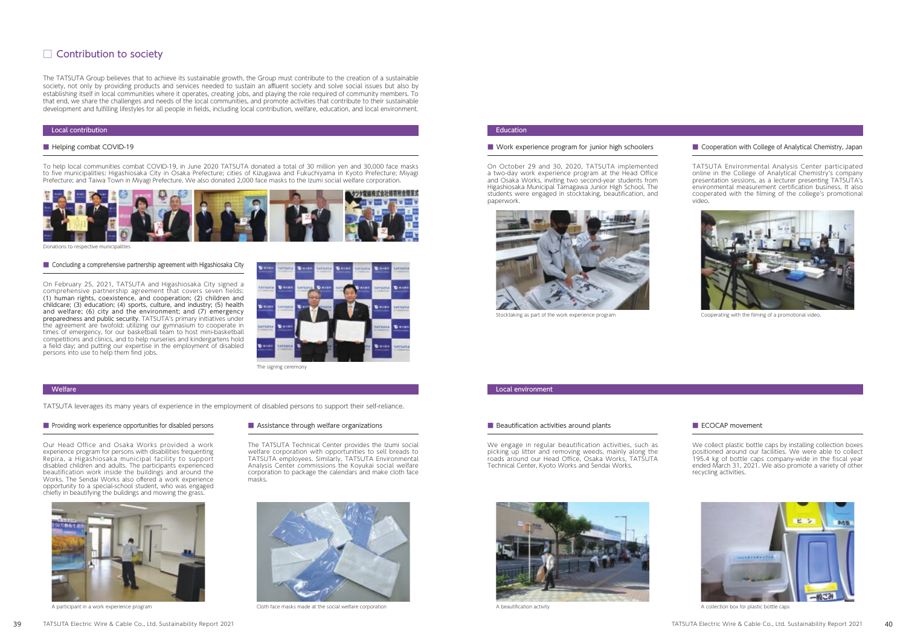## Contribution to society

The TATSUTA Group believes that to achieve its sustainable growth, the Group must contribute to the creation of a sustainable society, not only by providing products and services needed to sustain an affluent society and solve social issues but also by establishing itself in local communities where it operates, creating jobs, and playing the role required of community members. To that end, we share the challenges and needs of the local communities, and promote activities that contribute to their sustainable development and fulfilling lifestyles for all people in fields, including local contribution, welfare, education, and local environment.

### Local contribution

#### Helping combat COVID-19

To help local communities combat COVID-19, in June 2020 TATSUTA donated a total of 30 million yen and 30,000 face masks to five municipalities: Higashiosaka City in Osaka Prefecture; cities of Kizugawa and Fukuchiyama in Kyoto Prefecture; Miyagi Prefecture; and Taiwa Town in Miyagi Prefecture. We also donated 2,000 face masks to the Izumi social welfare corporation.

Donations to respective municipalities

#### Concluding a comprehensive partnership agreement with Higashiosaka City

On February 25, 2021, TATSUTA and Higashiosaka City signed a comprehensive partnership agreement that covers seven fields: (1) human rights, coexistence, and cooperation; (2) children and childcare; (3) education; (4) sports, culture, and industry; (5) health and welfare; (6) city and the environment; and (7) emergency preparedness and public security. TATSUTA's primary initiatives under the agreement are twofold: utilizing our gymnasium to cooperate in times of emergency, for our basketball team to host mini-basketball competitions and clinics, and to help nurseries and kindergartens hold a field day; and putting our expertise in the employment of disabled persons into use to help them find jobs.

The signing ceremony

### Welfare

TATSUTA leverages its many years of experience in the employment of disabled persons to support their self-reliance.

#### Providing work experience opportunities for disabled persons

Our Head Office and Osaka Works provided a work experience program for persons with disabilities frequenting Repira, a Higashiosaka municipal facility to support disabled children and adults. The participants experienced beautification work inside the buildings and around the Works. The Sendai Works also offered a work experience opportunity to a special-school student, who was engaged chiefly in beautifying the buildings and mowing the grass.

A participant in a work experience program

#### Assistance through welfare organizations

The TATSUTA Technical Center provides the Izumi social welfare corporation with opportunities to sell breads to TATSUTA employees. Similarly, TATSUTA Environmental Analysis Center commissions the Koyukai social welfare corporation to package the calendars and make cloth face masks.

Cloth face masks made at the social welfare corporation

### Education

#### Work experience program for junior high schoolers

On October 29 and 30, 2020, TATSUTA implemented a two-day work experience program at the Head Office and Osaka Works, inviting two second-year students from Higashiosaka Municipal Tamagawa Junior High School. The students were engaged in stocktaking, beautification, and paperwork.

Stocktaking as part of the work experience program

#### Cooperation with College of Analytical Chemistry, Japan

TATSUTA Environmental Analysis Center participated online in the College of Analytical Chemistry's company presentation sessions, as a lecturer presenting TATSUTA's environmental measurement certification business. It also cooperated with the filming of the college's promotional video.

Cooperating with the filming of a promotional video.

### Local environment

#### Beautification activities around plants

We engage in regular beautification activities, such as picking up litter and removing weeds, mainly along the roads around our Head Office, Osaka Works, TATSUTA Technical Center, Kyoto Works and Sendai Works.

A beautification activity

#### ECOCAP movement

We collect plastic bottle caps by installing collection boxes positioned around our facilities. We were able to collect 195.4 kg of bottle caps company-wide in the fiscal year ended March 31, 2021. We also promote a variety of other recycling activities.

A collection box for plastic bottle caps